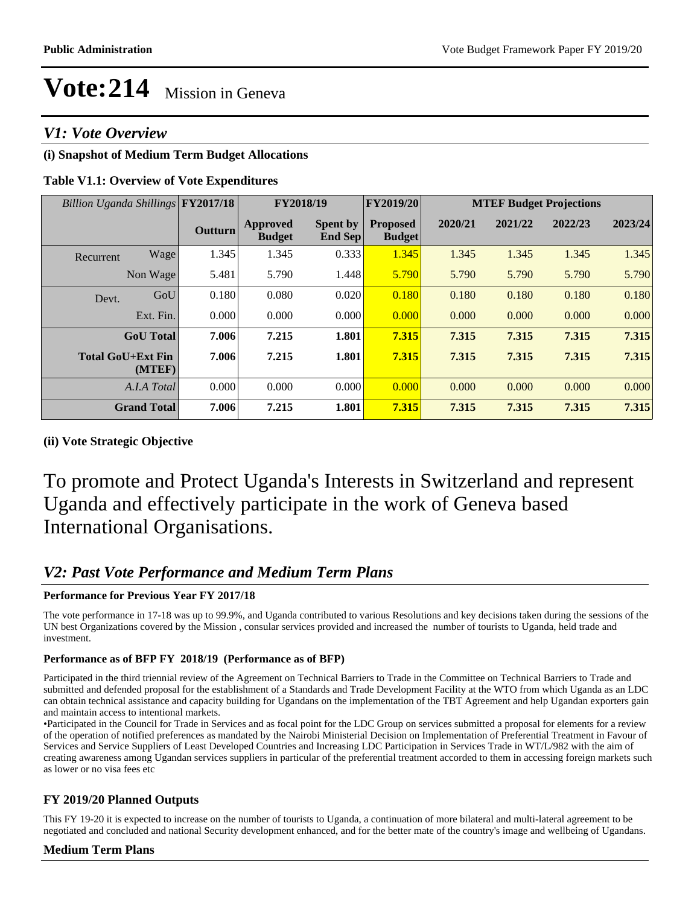# Vote:214 Mission in Geneva

## V1: Vote Overview

### (i) Snapshot of Medium Term Budget Allocations

**Table V1.1: Overview of Vote Expenditures**

| *Billion Uganda Shillings* | | FY2017/18 | FY2018/19 | | FY2019/20 | MTEF Budget Projections | | | |
|---|---|---|---|---|---|---|---|---|---|
| | | **Outturn** | **Approved Budget** | **Spent by End Sep** | **Proposed Budget** | **2020/21** | **2021/22** | **2022/23** | **2023/24** |
| Recurrent | Wage | 1.345 | 1.345 | 0.333 | 1.345 | 1.345 | 1.345 | 1.345 | 1.345 |
| | Non Wage | 5.481 | 5.790 | 1.448 | 5.790 | 5.790 | 5.790 | 5.790 | 5.790 |
| Devt. | GoU | 0.180 | 0.080 | 0.020 | 0.180 | 0.180 | 0.180 | 0.180 | 0.180 |
| | Ext. Fin. | 0.000 | 0.000 | 0.000 | 0.000 | 0.000 | 0.000 | 0.000 | 0.000 |
| | **GoU Total** | **7.006** | **7.215** | **1.801** | **7.315** | **7.315** | **7.315** | **7.315** | **7.315** |
| | **Total GoU+Ext Fin (MTEF)** | **7.006** | **7.215** | **1.801** | **7.315** | **7.315** | **7.315** | **7.315** | **7.315** |
| | *A.I.A Total* | 0.000 | 0.000 | 0.000 | 0.000 | 0.000 | 0.000 | 0.000 | 0.000 |
| | **Grand Total** | **7.006** | **7.215** | **1.801** | **7.315** | **7.315** | **7.315** | **7.315** | **7.315** |

### (ii) Vote Strategic Objective

To promote and Protect Uganda's Interests in Switzerland and represent Uganda and effectively participate in the work of Geneva based International Organisations.

## V2: Past Vote Performance and Medium Term Plans

**Performance for Previous Year FY 2017/18**

The vote performance in 17-18 was up to 99.9%, and Uganda contributed to various Resolutions and key decisions taken during the sessions of the UN best Organizations covered by the Mission , consular services provided and increased the number of tourists to Uganda, held trade and investment.

**Performance as of BFP FY 2018/19 (Performance as of BFP)**

Participated in the third triennial review of the Agreement on Technical Barriers to Trade in the Committee on Technical Barriers to Trade and submitted and defended proposal for the establishment of a Standards and Trade Development Facility at the WTO from which Uganda as an LDC can obtain technical assistance and capacity building for Ugandans on the implementation of the TBT Agreement and help Ugandan exporters gain and maintain access to intentional markets.

•Participated in the Council for Trade in Services and as focal point for the LDC Group on services submitted a proposal for elements for a review of the operation of notified preferences as mandated by the Nairobi Ministerial Decision on Implementation of Preferential Treatment in Favour of Services and Service Suppliers of Least Developed Countries and Increasing LDC Participation in Services Trade in WT/L/982 with the aim of creating awareness among Ugandan services suppliers in particular of the preferential treatment accorded to them in accessing foreign markets such as lower or no visa fees etc

### FY 2019/20 Planned Outputs

This FY 19-20 it is expected to increase on the number of tourists to Uganda, a continuation of more bilateral and multi-lateral agreement to be negotiated and concluded and national Security development enhanced, and for the better mate of the country's image and wellbeing of Ugandans.

### Medium Term Plans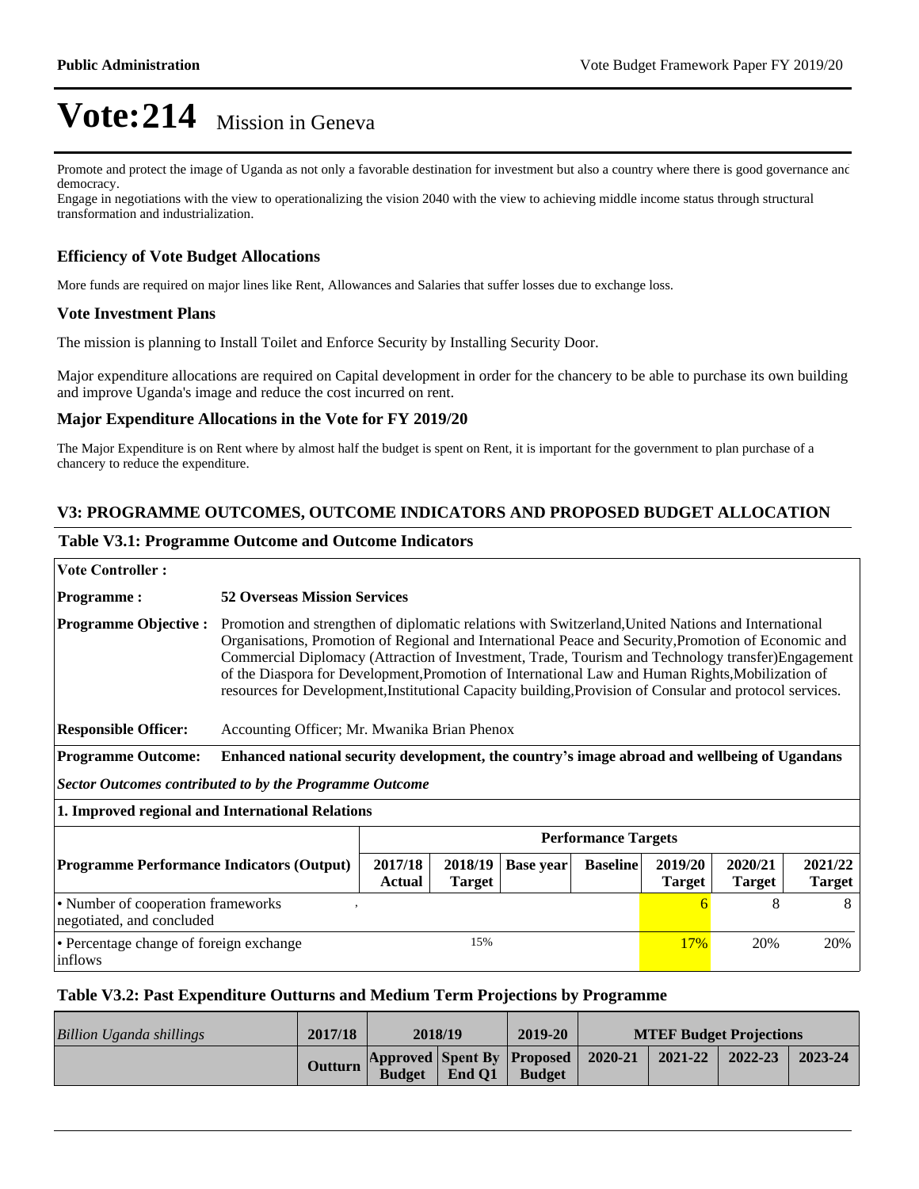# Vote:214 Mission in Geneva

Promote and protect the image of Uganda as not only a favorable destination for investment but also a country where there is good governance and democracy.

Engage in negotiations with the view to operationalizing the vision 2040 with the view to achieving middle income status through structural transformation and industrialization.

### Efficiency of Vote Budget Allocations

More funds are required on major lines like Rent, Allowances and Salaries that suffer losses due to exchange loss.

### Vote Investment Plans

The mission is planning to Install Toilet and Enforce Security by Installing Security Door.

Major expenditure allocations are required on Capital development in order for the chancery to be able to purchase its own building and improve Uganda's image and reduce the cost incurred on rent.

### Major Expenditure Allocations in the Vote for FY 2019/20

The Major Expenditure is on Rent where by almost half the budget is spent on Rent, it is important for the government to plan purchase of a chancery to reduce the expenditure.

## V3: PROGRAMME OUTCOMES, OUTCOME INDICATORS AND PROPOSED BUDGET ALLOCATION

### Table V3.1: Programme Outcome and Outcome Indicators

**Vote Controller :**

**Programme :** **52 Overseas Mission Services**

**Programme Objective :** Promotion and strengthen of diplomatic relations with Switzerland,United Nations and International Organisations, Promotion of Regional and International Peace and Security,Promotion of Economic and Commercial Diplomacy (Attraction of Investment, Trade, Tourism and Technology transfer)Engagement of the Diaspora for Development,Promotion of International Law and Human Rights,Mobilization of resources for Development,Institutional Capacity building,Provision of Consular and protocol services.

**Responsible Officer:** Accounting Officer; Mr. Mwanika Brian Phenox

**Programme Outcome:** **Enhanced national security development, the country's image abroad and wellbeing of Ugandans**

***Sector Outcomes contributed to by the Programme Outcome***

**1. Improved regional and International Relations**

| | Performance Targets | | | | | | |
|---|---|---|---|---|---|---|---|
| **Programme Performance Indicators (Output)** | **2017/18 Actual** | **2018/19 Target** | **Base year** | **Baseline** | **2019/20 Target** | **2020/21 Target** | **2021/22 Target** |
| • Number of cooperation frameworks negotiated, and concluded | , | | | | 6 | 8 | 8 |
| • Percentage change of foreign exchange inflows | | 15% | | | 17% | 20% | 20% |

### Table V3.2: Past Expenditure Outturns and Medium Term Projections by Programme

| *Billion Uganda shillings* | 2017/18 | 2018/19 | | 2019-20 | MTEF Budget Projections | | | |
|---|---|---|---|---|---|---|---|---|
| | **Outturn** | **Approved Budget** | **Spent By End Q1** | **Proposed Budget** | **2020-21** | **2021-22** | **2022-23** | **2023-24** |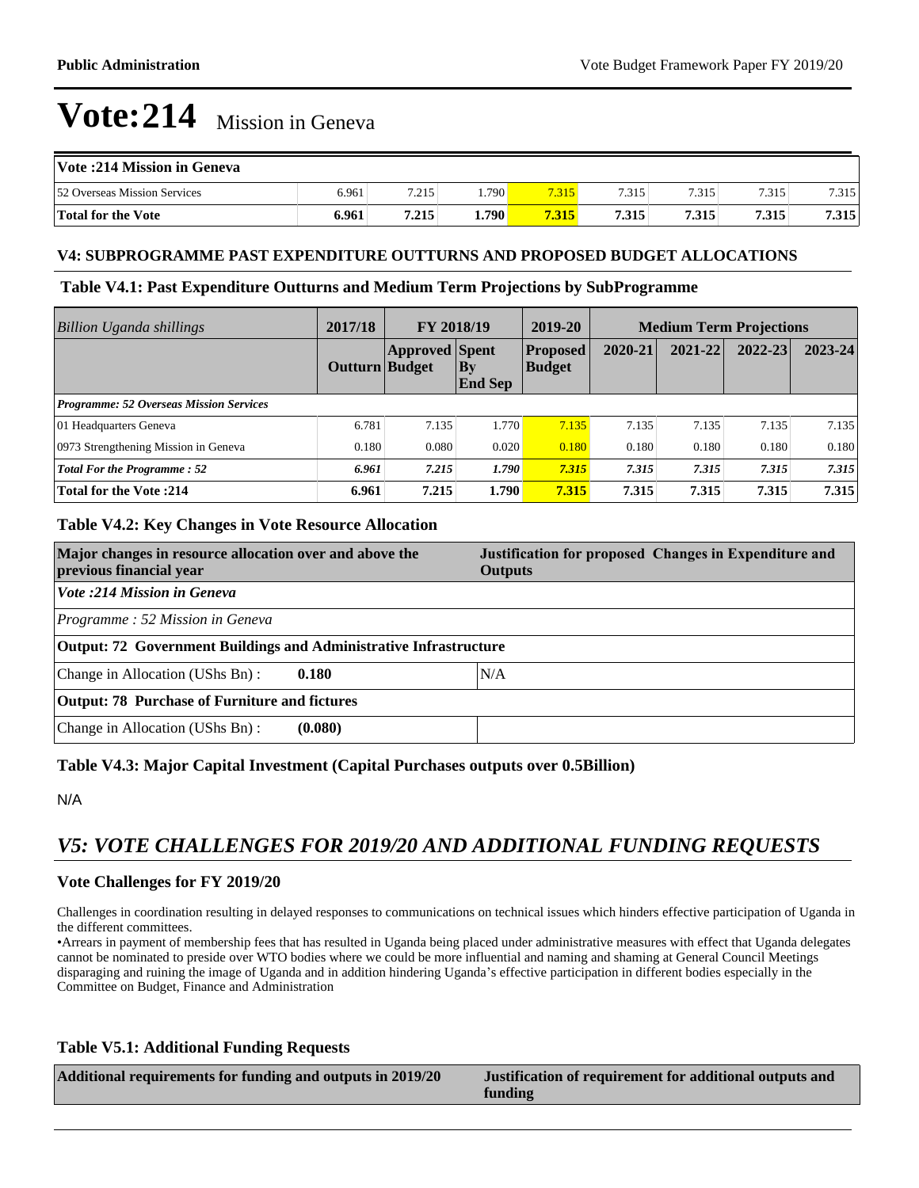# Vote:214 Mission in Geneva

| Vote :214 Mission in Geneva | | | | | | | | |
|---|---|---|---|---|---|---|---|---|
| 52 Overseas Mission Services | 6.961 | 7.215 | 1.790 | 7.315 | 7.315 | 7.315 | 7.315 | 7.315 |
| **Total for the Vote** | **6.961** | **7.215** | **1.790** | **7.315** | **7.315** | **7.315** | **7.315** | **7.315** |

### V4: SUBPROGRAMME PAST EXPENDITURE OUTTURNS AND PROPOSED BUDGET ALLOCATIONS

### Table V4.1: Past Expenditure Outturns and Medium Term Projections by SubProgramme

| *Billion Uganda shillings* | 2017/18 | FY 2018/19 | | 2019-20 | Medium Term Projections | | | |
|---|---|---|---|---|---|---|---|---|
| | Outturn | Approved Budget | Spent By End Sep | Proposed Budget | 2020-21 | 2021-22 | 2022-23 | 2023-24 |
| ***Programme: 52 Overseas Mission Services*** | | | | | | | | |
| 01 Headquarters Geneva | 6.781 | 7.135 | 1.770 | 7.135 | 7.135 | 7.135 | 7.135 | 7.135 |
| 0973 Strengthening Mission in Geneva | 0.180 | 0.080 | 0.020 | 0.180 | 0.180 | 0.180 | 0.180 | 0.180 |
| ***Total For the Programme : 52*** | ***6.961*** | ***7.215*** | ***1.790*** | ***7.315*** | ***7.315*** | ***7.315*** | ***7.315*** | ***7.315*** |
| **Total for the Vote :214** | **6.961** | **7.215** | **1.790** | **7.315** | **7.315** | **7.315** | **7.315** | **7.315** |

### Table V4.2: Key Changes in Vote Resource Allocation

| Major changes in resource allocation over and above the previous financial year | Justification for proposed Changes in Expenditure and Outputs |
|---|---|
| ***Vote :214 Mission in Geneva*** | |
| *Programme : 52 Mission in Geneva* | |
| **Output: 72 Government Buildings and Administrative Infrastructure** | |
| Change in Allocation (UShs Bn) : **0.180** | N/A |
| **Output: 78 Purchase of Furniture and fictures** | |
| Change in Allocation (UShs Bn) : **(0.080)** | |

### Table V4.3: Major Capital Investment (Capital Purchases outputs over 0.5Billion)

N/A

## *V5: VOTE CHALLENGES FOR 2019/20 AND ADDITIONAL FUNDING REQUESTS*

### Vote Challenges for FY 2019/20

Challenges in coordination resulting in delayed responses to communications on technical issues which hinders effective participation of Uganda in the different committees.

•Arrears in payment of membership fees that has resulted in Uganda being placed under administrative measures with effect that Uganda delegates cannot be nominated to preside over WTO bodies where we could be more influential and naming and shaming at General Council Meetings disparaging and ruining the image of Uganda and in addition hindering Uganda's effective participation in different bodies especially in the Committee on Budget, Finance and Administration

### Table V5.1: Additional Funding Requests

| Additional requirements for funding and outputs in 2019/20 | Justification of requirement for additional outputs and funding |
|---|---|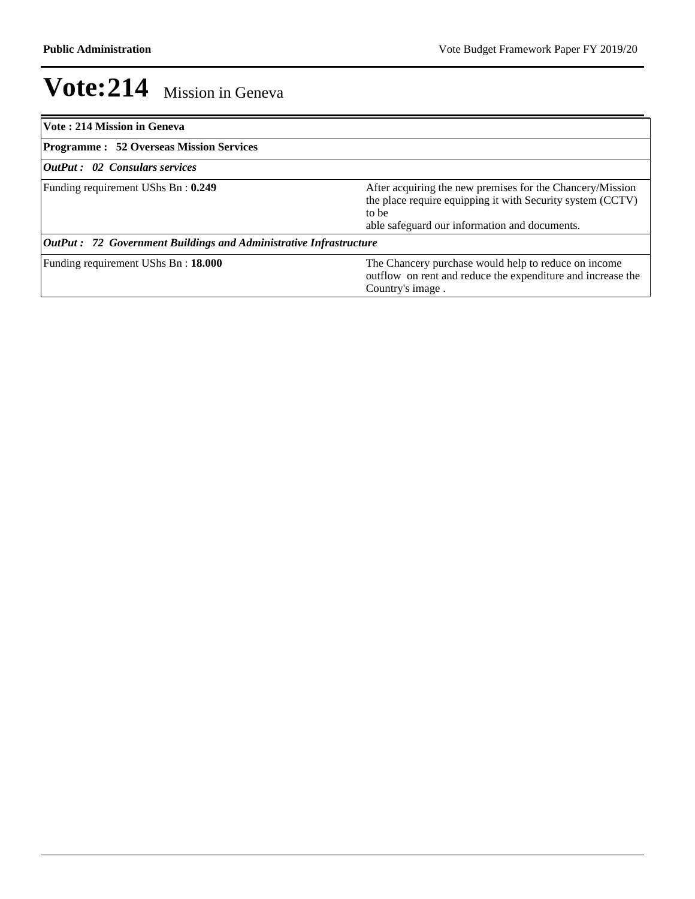# Vote:214 Mission in Geneva

| | |
|---|---|
| **Vote : 214 Mission in Geneva** | |
| **Programme : 52 Overseas Mission Services** | |
| ***OutPut : 02 Consulars services*** | |
| Funding requirement UShs Bn : **0.249** | After acquiring the new premises for the Chancery/Mission the place require equipping it with Security system (CCTV) to be able safeguard our information and documents. |
| ***OutPut : 72 Government Buildings and Administrative Infrastructure*** | |
| Funding requirement UShs Bn : **18.000** | The Chancery purchase would help to reduce on income outflow on rent and reduce the expenditure and increase the Country's image . |